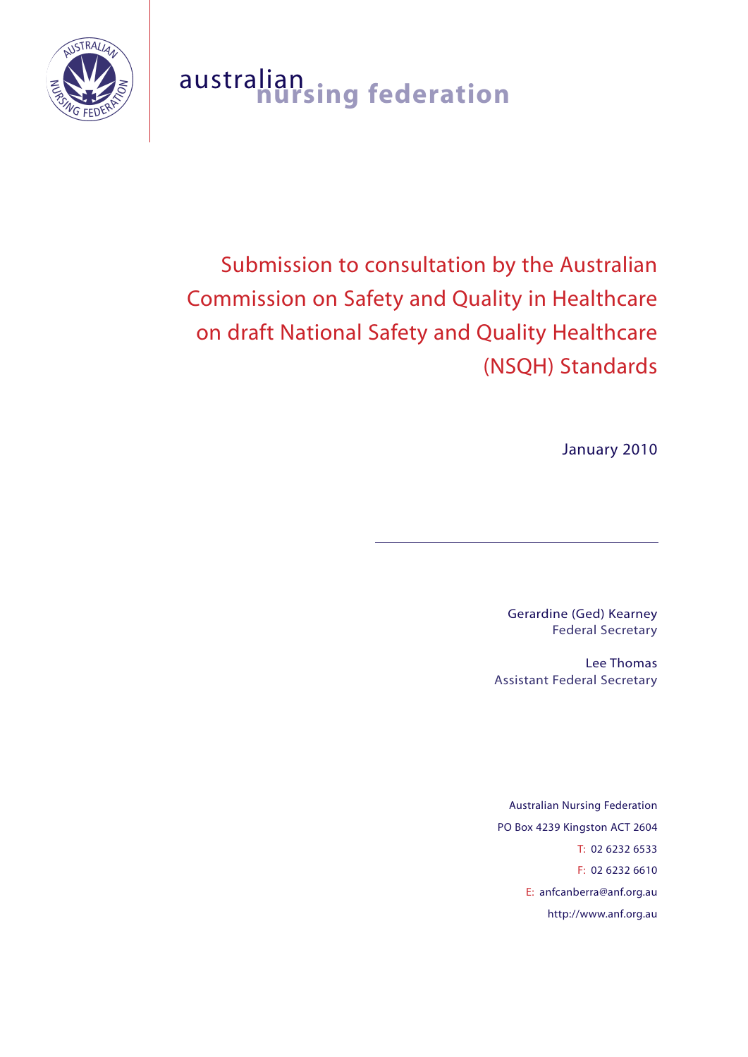australian nursing federation

# Submission to consultation by the Australian Commission on Safety and Quality in Healthcare on draft National Safety and Quality Healthcare (NSQH) Standards

January 2010

Gerardine (Ged) Kearney
Federal Secretary

Lee Thomas
Assistant Federal Secretary

Australian Nursing Federation
PO Box 4239 Kingston ACT 2604
T: 02 6232 6533
F: 02 6232 6610
E: anfcanberra@anf.org.au
http://www.anf.org.au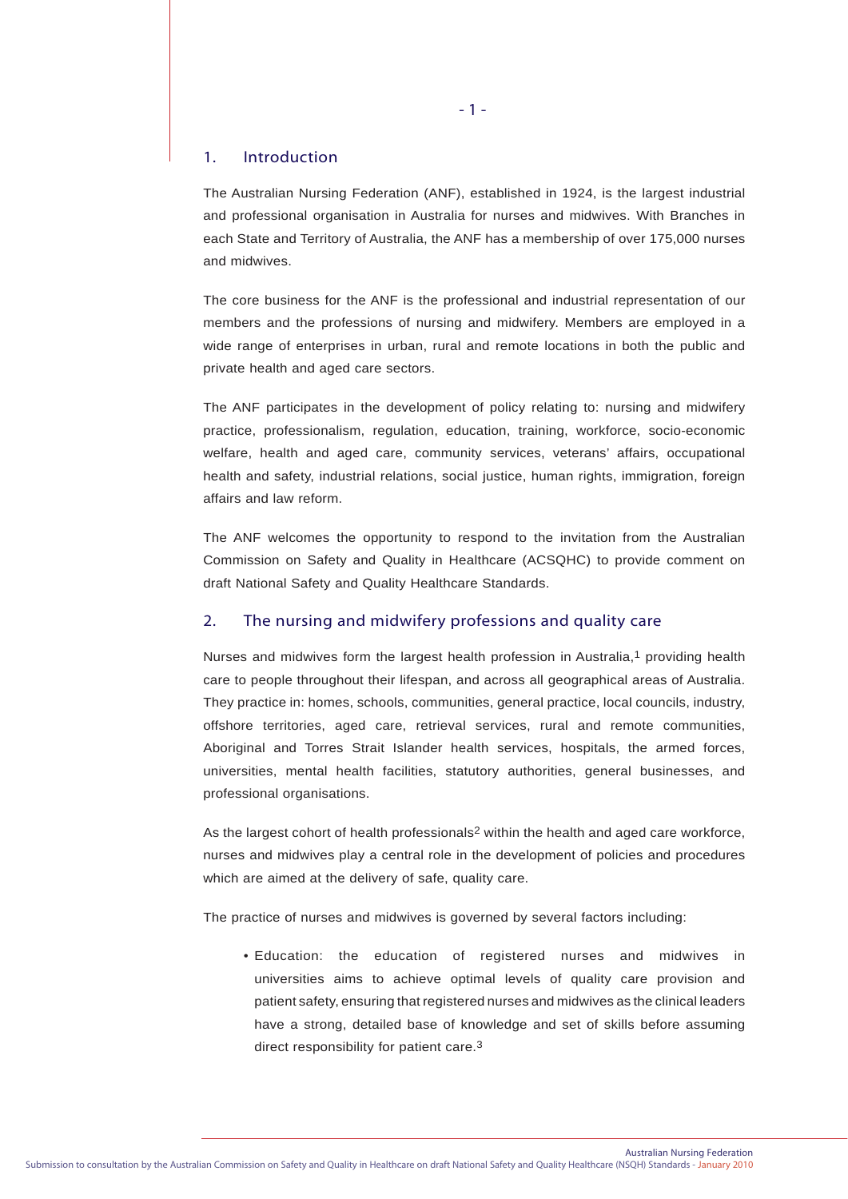## 1. Introduction

The Australian Nursing Federation (ANF), established in 1924, is the largest industrial and professional organisation in Australia for nurses and midwives. With Branches in each State and Territory of Australia, the ANF has a membership of over 175,000 nurses and midwives.

The core business for the ANF is the professional and industrial representation of our members and the professions of nursing and midwifery. Members are employed in a wide range of enterprises in urban, rural and remote locations in both the public and private health and aged care sectors.

The ANF participates in the development of policy relating to: nursing and midwifery practice, professionalism, regulation, education, training, workforce, socio-economic welfare, health and aged care, community services, veterans' affairs, occupational health and safety, industrial relations, social justice, human rights, immigration, foreign affairs and law reform.

The ANF welcomes the opportunity to respond to the invitation from the Australian Commission on Safety and Quality in Healthcare (ACSQHC) to provide comment on draft National Safety and Quality Healthcare Standards.

## 2. The nursing and midwifery professions and quality care

Nurses and midwives form the largest health profession in Australia,[1] providing health care to people throughout their lifespan, and across all geographical areas of Australia. They practice in: homes, schools, communities, general practice, local councils, industry, offshore territories, aged care, retrieval services, rural and remote communities, Aboriginal and Torres Strait Islander health services, hospitals, the armed forces, universities, mental health facilities, statutory authorities, general businesses, and professional organisations.

As the largest cohort of health professionals[2] within the health and aged care workforce, nurses and midwives play a central role in the development of policies and procedures which are aimed at the delivery of safe, quality care.

The practice of nurses and midwives is governed by several factors including:

- Education: the education of registered nurses and midwives in universities aims to achieve optimal levels of quality care provision and patient safety, ensuring that registered nurses and midwives as the clinical leaders have a strong, detailed base of knowledge and set of skills before assuming direct responsibility for patient care.[3]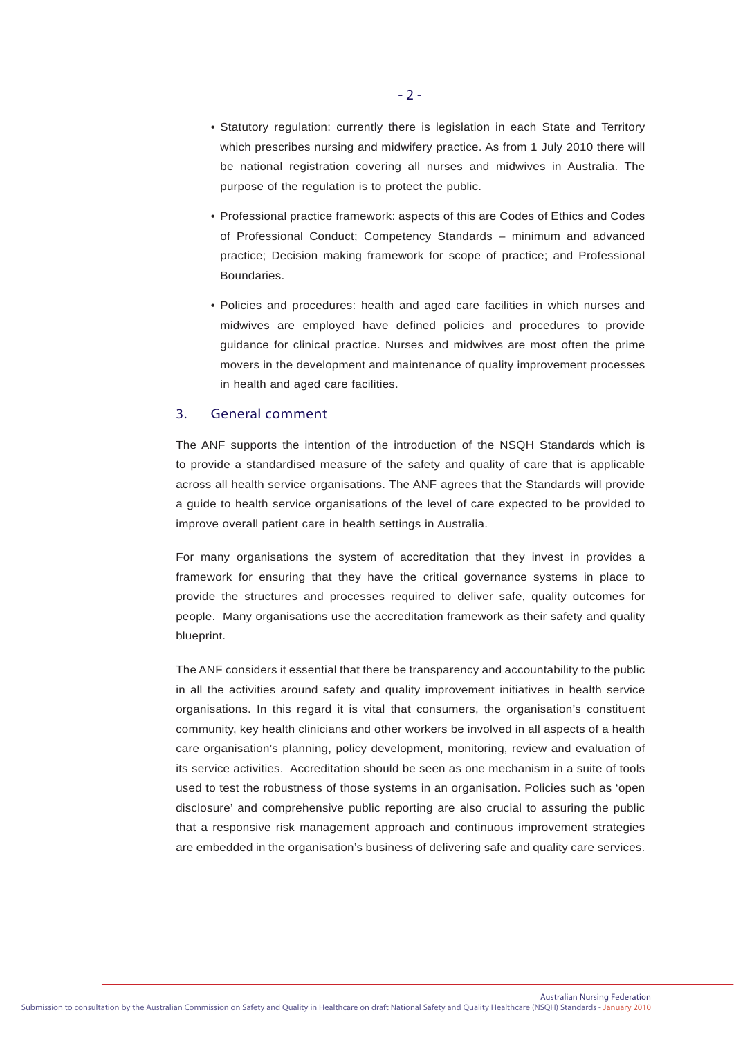- Statutory regulation: currently there is legislation in each State and Territory which prescribes nursing and midwifery practice. As from 1 July 2010 there will be national registration covering all nurses and midwives in Australia. The purpose of the regulation is to protect the public.
- Professional practice framework: aspects of this are Codes of Ethics and Codes of Professional Conduct; Competency Standards – minimum and advanced practice; Decision making framework for scope of practice; and Professional Boundaries.
- Policies and procedures: health and aged care facilities in which nurses and midwives are employed have defined policies and procedures to provide guidance for clinical practice. Nurses and midwives are most often the prime movers in the development and maintenance of quality improvement processes in health and aged care facilities.

## 3. General comment

The ANF supports the intention of the introduction of the NSQH Standards which is to provide a standardised measure of the safety and quality of care that is applicable across all health service organisations. The ANF agrees that the Standards will provide a guide to health service organisations of the level of care expected to be provided to improve overall patient care in health settings in Australia.

For many organisations the system of accreditation that they invest in provides a framework for ensuring that they have the critical governance systems in place to provide the structures and processes required to deliver safe, quality outcomes for people. Many organisations use the accreditation framework as their safety and quality blueprint.

The ANF considers it essential that there be transparency and accountability to the public in all the activities around safety and quality improvement initiatives in health service organisations. In this regard it is vital that consumers, the organisation's constituent community, key health clinicians and other workers be involved in all aspects of a health care organisation's planning, policy development, monitoring, review and evaluation of its service activities. Accreditation should be seen as one mechanism in a suite of tools used to test the robustness of those systems in an organisation. Policies such as 'open disclosure' and comprehensive public reporting are also crucial to assuring the public that a responsive risk management approach and continuous improvement strategies are embedded in the organisation's business of delivering safe and quality care services.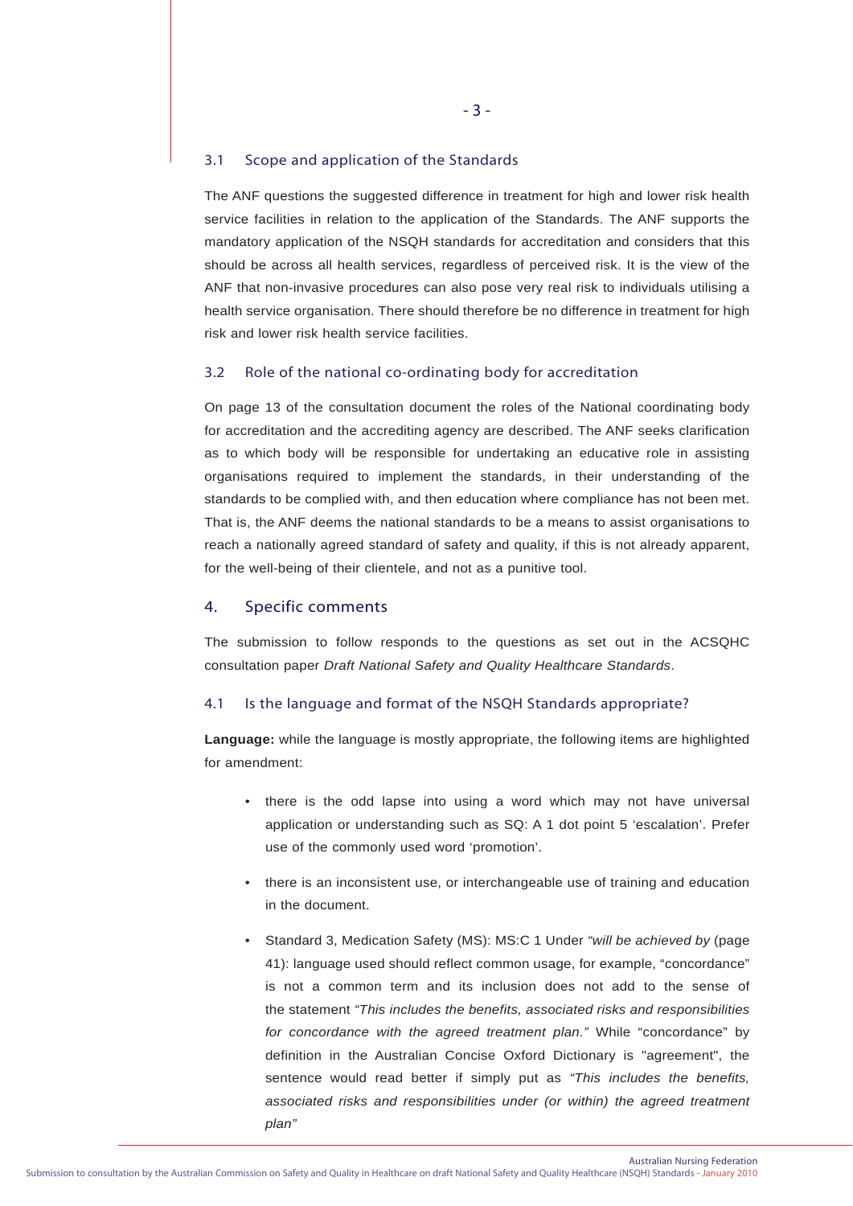### 3.1 Scope and application of the Standards

The ANF questions the suggested difference in treatment for high and lower risk health service facilities in relation to the application of the Standards. The ANF supports the mandatory application of the NSQH standards for accreditation and considers that this should be across all health services, regardless of perceived risk. It is the view of the ANF that non-invasive procedures can also pose very real risk to individuals utilising a health service organisation. There should therefore be no difference in treatment for high risk and lower risk health service facilities.

### 3.2 Role of the national co-ordinating body for accreditation

On page 13 of the consultation document the roles of the National coordinating body for accreditation and the accrediting agency are described. The ANF seeks clarification as to which body will be responsible for undertaking an educative role in assisting organisations required to implement the standards, in their understanding of the standards to be complied with, and then education where compliance has not been met. That is, the ANF deems the national standards to be a means to assist organisations to reach a nationally agreed standard of safety and quality, if this is not already apparent, for the well-being of their clientele, and not as a punitive tool.

## 4. Specific comments

The submission to follow responds to the questions as set out in the ACSQHC consultation paper *Draft National Safety and Quality Healthcare Standards*.

### 4.1 Is the language and format of the NSQH Standards appropriate?

**Language:** while the language is mostly appropriate, the following items are highlighted for amendment:

- there is the odd lapse into using a word which may not have universal application or understanding such as SQ: A 1 dot point 5 'escalation'. Prefer use of the commonly used word 'promotion'.

- there is an inconsistent use, or interchangeable use of training and education in the document.

- Standard 3, Medication Safety (MS): MS:C 1 Under *"will be achieved by* (page 41): language used should reflect common usage, for example, "concordance" is not a common term and its inclusion does not add to the sense of the statement *"This includes the benefits, associated risks and responsibilities for concordance with the agreed treatment plan."* While "concordance" by definition in the Australian Concise Oxford Dictionary is "agreement", the sentence would read better if simply put as *"This includes the benefits, associated risks and responsibilities under (or within) the agreed treatment plan"*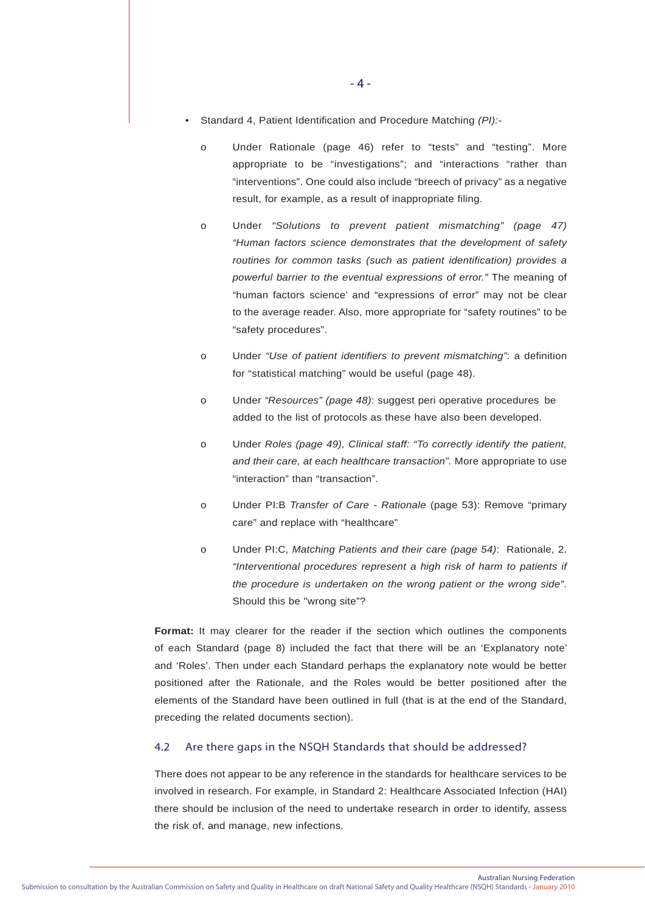- Standard 4, Patient Identification and Procedure Matching *(PI):-*

  - Under Rationale (page 46) refer to "tests" and "testing". More appropriate to be "investigations"; and "interactions "rather than "interventions". One could also include "breech of privacy" as a negative result, for example, as a result of inappropriate filing.

  - Under *"Solutions to prevent patient mismatching" (page 47) "Human factors science demonstrates that the development of safety routines for common tasks (such as patient identification) provides a powerful barrier to the eventual expressions of error."* The meaning of "human factors science' and "expressions of error" may not be clear to the average reader. Also, more appropriate for "safety routines" to be "safety procedures".

  - Under *"Use of patient identifiers to prevent mismatching"*: a definition for "statistical matching" would be useful (page 48).

  - Under *"Resources" (page 48)*: suggest peri operative procedures be added to the list of protocols as these have also been developed.

  - Under *Roles (page 49), Clinical staff: "To correctly identify the patient, and their care, at each healthcare transaction".* More appropriate to use "interaction" than "transaction".

  - Under PI:B *Transfer of Care - Rationale* (page 53): Remove "primary care" and replace with "healthcare"

  - Under PI:C, *Matching Patients and their care (page 54)*: Rationale, 2. *"Interventional procedures represent a high risk of harm to patients if the procedure is undertaken on the wrong patient or the wrong side".* Should this be "wrong site"?

**Format:** It may clearer for the reader if the section which outlines the components of each Standard (page 8) included the fact that there will be an 'Explanatory note' and 'Roles'. Then under each Standard perhaps the explanatory note would be better positioned after the Rationale, and the Roles would be better positioned after the elements of the Standard have been outlined in full (that is at the end of the Standard, preceding the related documents section).

### 4.2 Are there gaps in the NSQH Standards that should be addressed?

There does not appear to be any reference in the standards for healthcare services to be involved in research. For example, in Standard 2: Healthcare Associated Infection (HAI) there should be inclusion of the need to undertake research in order to identify, assess the risk of, and manage, new infections.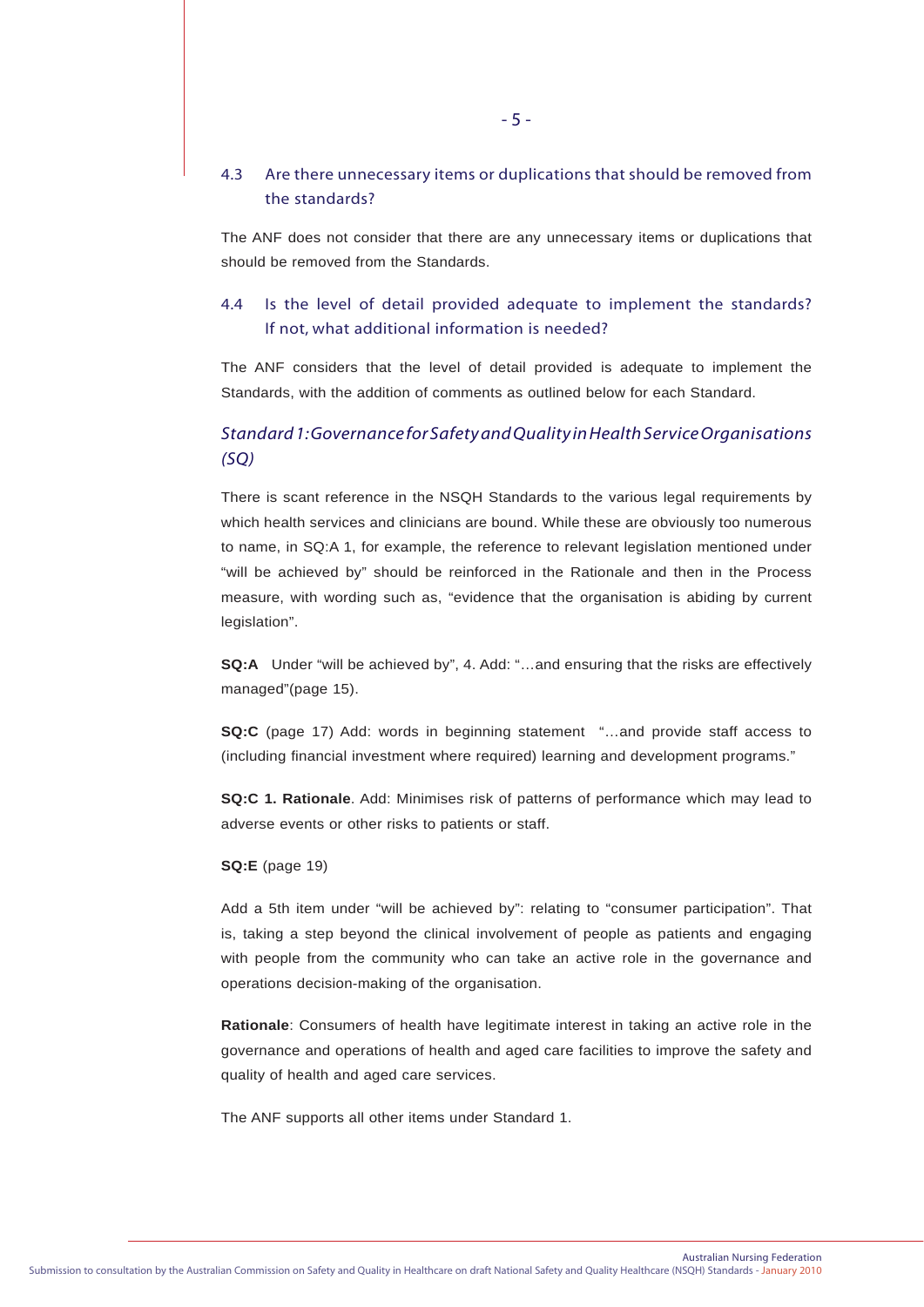### 4.3 Are there unnecessary items or duplications that should be removed from the standards?

The ANF does not consider that there are any unnecessary items or duplications that should be removed from the Standards.

### 4.4 Is the level of detail provided adequate to implement the standards? If not, what additional information is needed?

The ANF considers that the level of detail provided is adequate to implement the Standards, with the addition of comments as outlined below for each Standard.

#### *Standard 1: Governance for Safety and Quality in Health Service Organisations (SQ)*

There is scant reference in the NSQH Standards to the various legal requirements by which health services and clinicians are bound. While these are obviously too numerous to name, in SQ:A 1, for example, the reference to relevant legislation mentioned under "will be achieved by" should be reinforced in the Rationale and then in the Process measure, with wording such as, "evidence that the organisation is abiding by current legislation".

**SQ:A** Under "will be achieved by", 4. Add: "…and ensuring that the risks are effectively managed"(page 15).

**SQ:C** (page 17) Add: words in beginning statement "…and provide staff access to (including financial investment where required) learning and development programs."

**SQ:C 1. Rationale**. Add: Minimises risk of patterns of performance which may lead to adverse events or other risks to patients or staff.

**SQ:E** (page 19)

Add a 5th item under "will be achieved by": relating to "consumer participation". That is, taking a step beyond the clinical involvement of people as patients and engaging with people from the community who can take an active role in the governance and operations decision-making of the organisation.

**Rationale**: Consumers of health have legitimate interest in taking an active role in the governance and operations of health and aged care facilities to improve the safety and quality of health and aged care services.

The ANF supports all other items under Standard 1.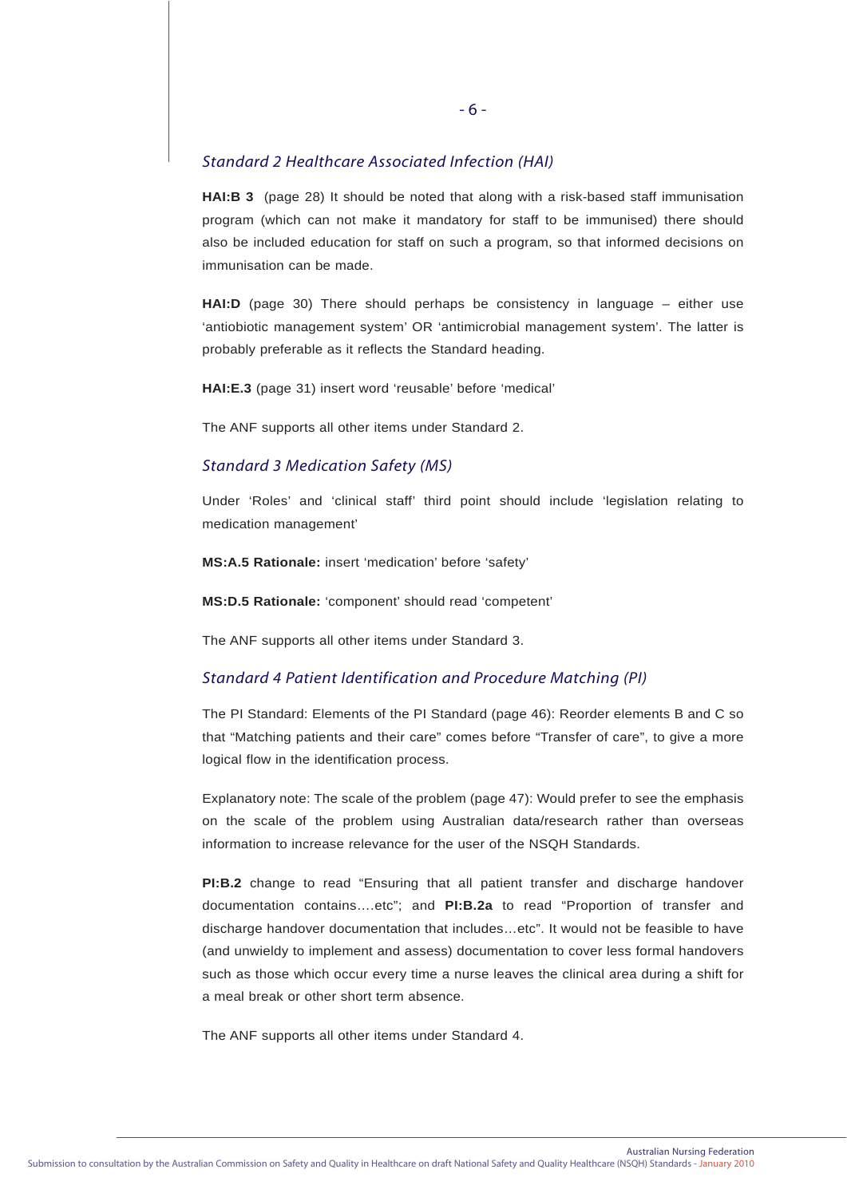### *Standard 2 Healthcare Associated Infection (HAI)*

**HAI:B 3** (page 28) It should be noted that along with a risk-based staff immunisation program (which can not make it mandatory for staff to be immunised) there should also be included education for staff on such a program, so that informed decisions on immunisation can be made.

**HAI:D** (page 30) There should perhaps be consistency in language – either use 'antiobiotic management system' OR 'antimicrobial management system'. The latter is probably preferable as it reflects the Standard heading.

**HAI:E.3** (page 31) insert word 'reusable' before 'medical'

The ANF supports all other items under Standard 2.

### *Standard 3 Medication Safety (MS)*

Under 'Roles' and 'clinical staff' third point should include 'legislation relating to medication management'

**MS:A.5 Rationale:** insert 'medication' before 'safety'

**MS:D.5 Rationale:** 'component' should read 'competent'

The ANF supports all other items under Standard 3.

### *Standard 4 Patient Identification and Procedure Matching (PI)*

The PI Standard: Elements of the PI Standard (page 46): Reorder elements B and C so that "Matching patients and their care" comes before "Transfer of care", to give a more logical flow in the identification process.

Explanatory note: The scale of the problem (page 47): Would prefer to see the emphasis on the scale of the problem using Australian data/research rather than overseas information to increase relevance for the user of the NSQH Standards.

**PI:B.2** change to read "Ensuring that all patient transfer and discharge handover documentation contains….etc"; and **PI:B.2a** to read "Proportion of transfer and discharge handover documentation that includes…etc". It would not be feasible to have (and unwieldy to implement and assess) documentation to cover less formal handovers such as those which occur every time a nurse leaves the clinical area during a shift for a meal break or other short term absence.

The ANF supports all other items under Standard 4.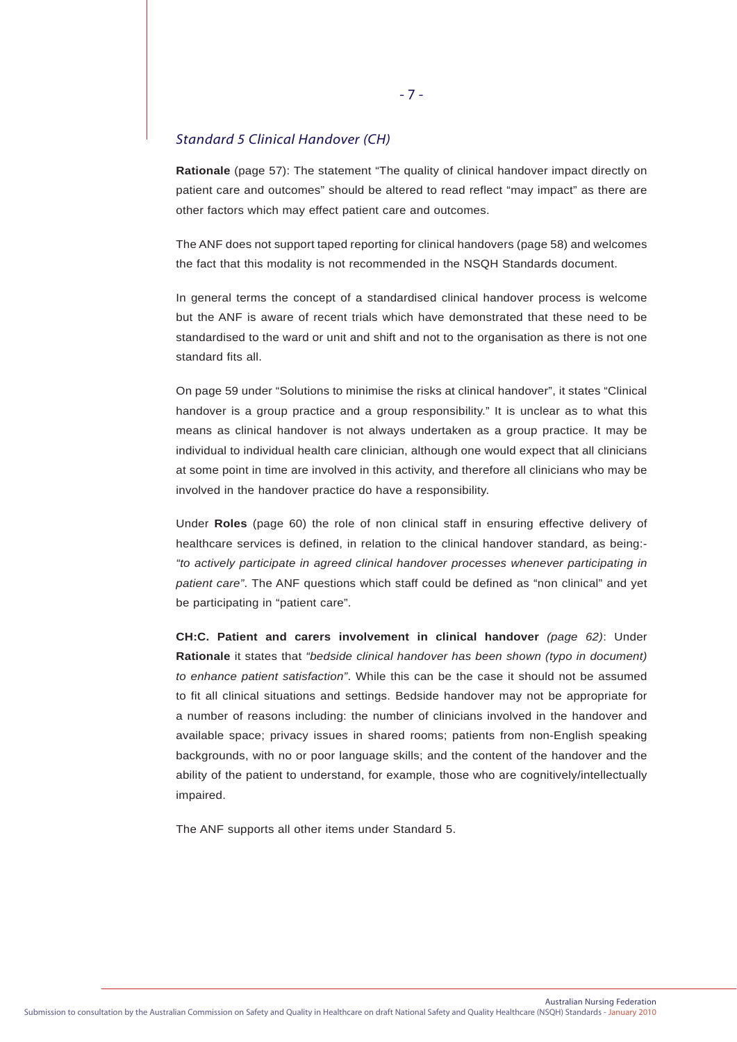## *Standard 5 Clinical Handover (CH)*

**Rationale** (page 57): The statement "The quality of clinical handover impact directly on patient care and outcomes" should be altered to read reflect "may impact" as there are other factors which may effect patient care and outcomes.

The ANF does not support taped reporting for clinical handovers (page 58) and welcomes the fact that this modality is not recommended in the NSQH Standards document.

In general terms the concept of a standardised clinical handover process is welcome but the ANF is aware of recent trials which have demonstrated that these need to be standardised to the ward or unit and shift and not to the organisation as there is not one standard fits all.

On page 59 under "Solutions to minimise the risks at clinical handover", it states "Clinical handover is a group practice and a group responsibility." It is unclear as to what this means as clinical handover is not always undertaken as a group practice. It may be individual to individual health care clinician, although one would expect that all clinicians at some point in time are involved in this activity, and therefore all clinicians who may be involved in the handover practice do have a responsibility.

Under **Roles** (page 60) the role of non clinical staff in ensuring effective delivery of healthcare services is defined, in relation to the clinical handover standard, as being:- *"to actively participate in agreed clinical handover processes whenever participating in patient care"*. The ANF questions which staff could be defined as "non clinical" and yet be participating in "patient care".

**CH:C. Patient and carers involvement in clinical handover** *(page 62)*: Under **Rationale** it states that *"bedside clinical handover has been shown (typo in document) to enhance patient satisfaction"*. While this can be the case it should not be assumed to fit all clinical situations and settings. Bedside handover may not be appropriate for a number of reasons including: the number of clinicians involved in the handover and available space; privacy issues in shared rooms; patients from non-English speaking backgrounds, with no or poor language skills; and the content of the handover and the ability of the patient to understand, for example, those who are cognitively/intellectually impaired.

The ANF supports all other items under Standard 5.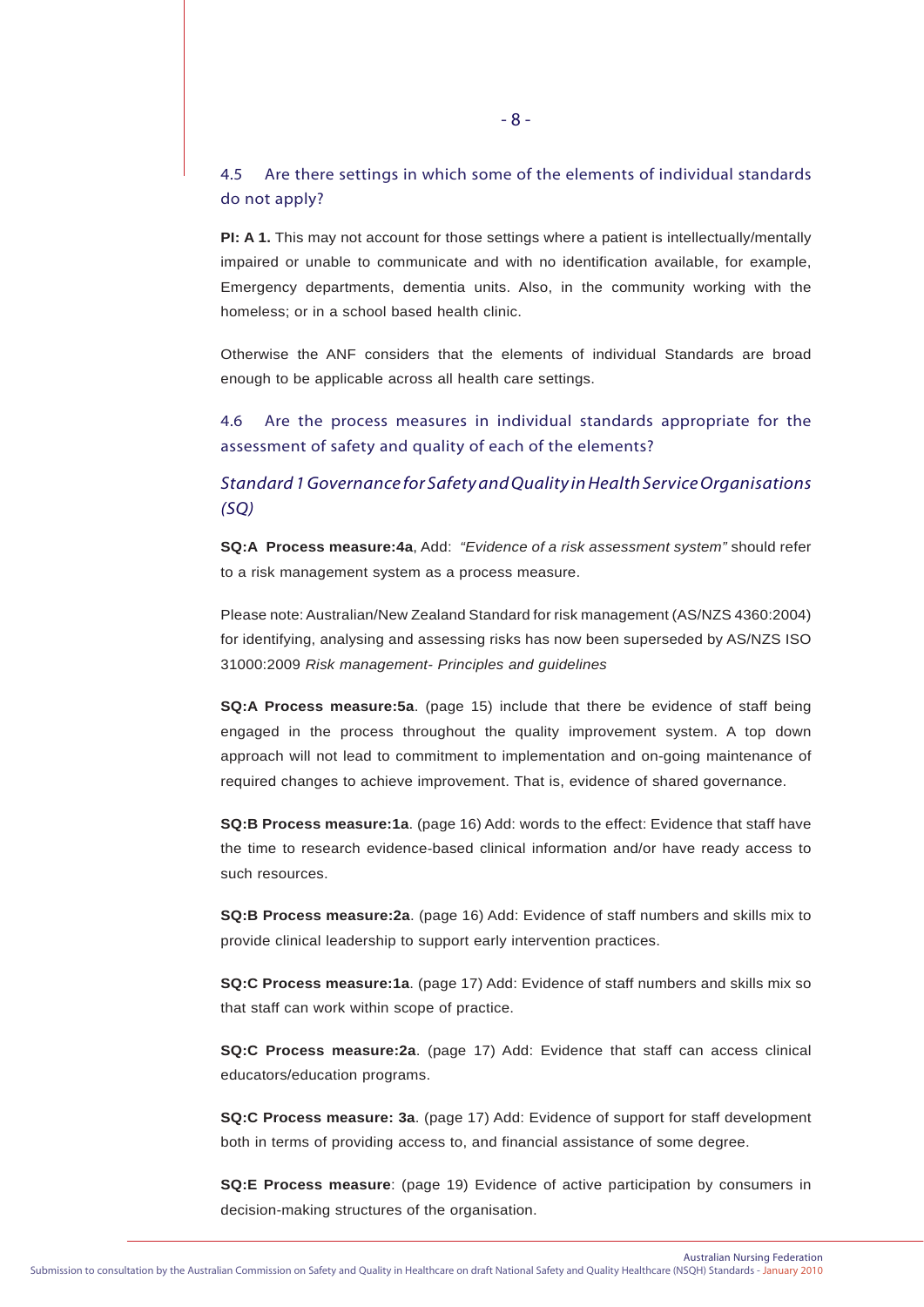### 4.5 Are there settings in which some of the elements of individual standards do not apply?

**PI: A 1.** This may not account for those settings where a patient is intellectually/mentally impaired or unable to communicate and with no identification available, for example, Emergency departments, dementia units. Also, in the community working with the homeless; or in a school based health clinic.

Otherwise the ANF considers that the elements of individual Standards are broad enough to be applicable across all health care settings.

### 4.6 Are the process measures in individual standards appropriate for the assessment of safety and quality of each of the elements?

#### *Standard 1 Governance for Safety and Quality in Health Service Organisations (SQ)*

**SQ:A Process measure:4a**, Add: *"Evidence of a risk assessment system"* should refer to a risk management system as a process measure.

Please note: Australian/New Zealand Standard for risk management (AS/NZS 4360:2004) for identifying, analysing and assessing risks has now been superseded by AS/NZS ISO 31000:2009 *Risk management- Principles and guidelines*

**SQ:A Process measure:5a**. (page 15) include that there be evidence of staff being engaged in the process throughout the quality improvement system. A top down approach will not lead to commitment to implementation and on-going maintenance of required changes to achieve improvement. That is, evidence of shared governance.

**SQ:B Process measure:1a**. (page 16) Add: words to the effect: Evidence that staff have the time to research evidence-based clinical information and/or have ready access to such resources.

**SQ:B Process measure:2a**. (page 16) Add: Evidence of staff numbers and skills mix to provide clinical leadership to support early intervention practices.

**SQ:C Process measure:1a**. (page 17) Add: Evidence of staff numbers and skills mix so that staff can work within scope of practice.

**SQ:C Process measure:2a**. (page 17) Add: Evidence that staff can access clinical educators/education programs.

**SQ:C Process measure: 3a**. (page 17) Add: Evidence of support for staff development both in terms of providing access to, and financial assistance of some degree.

**SQ:E Process measure**: (page 19) Evidence of active participation by consumers in decision-making structures of the organisation.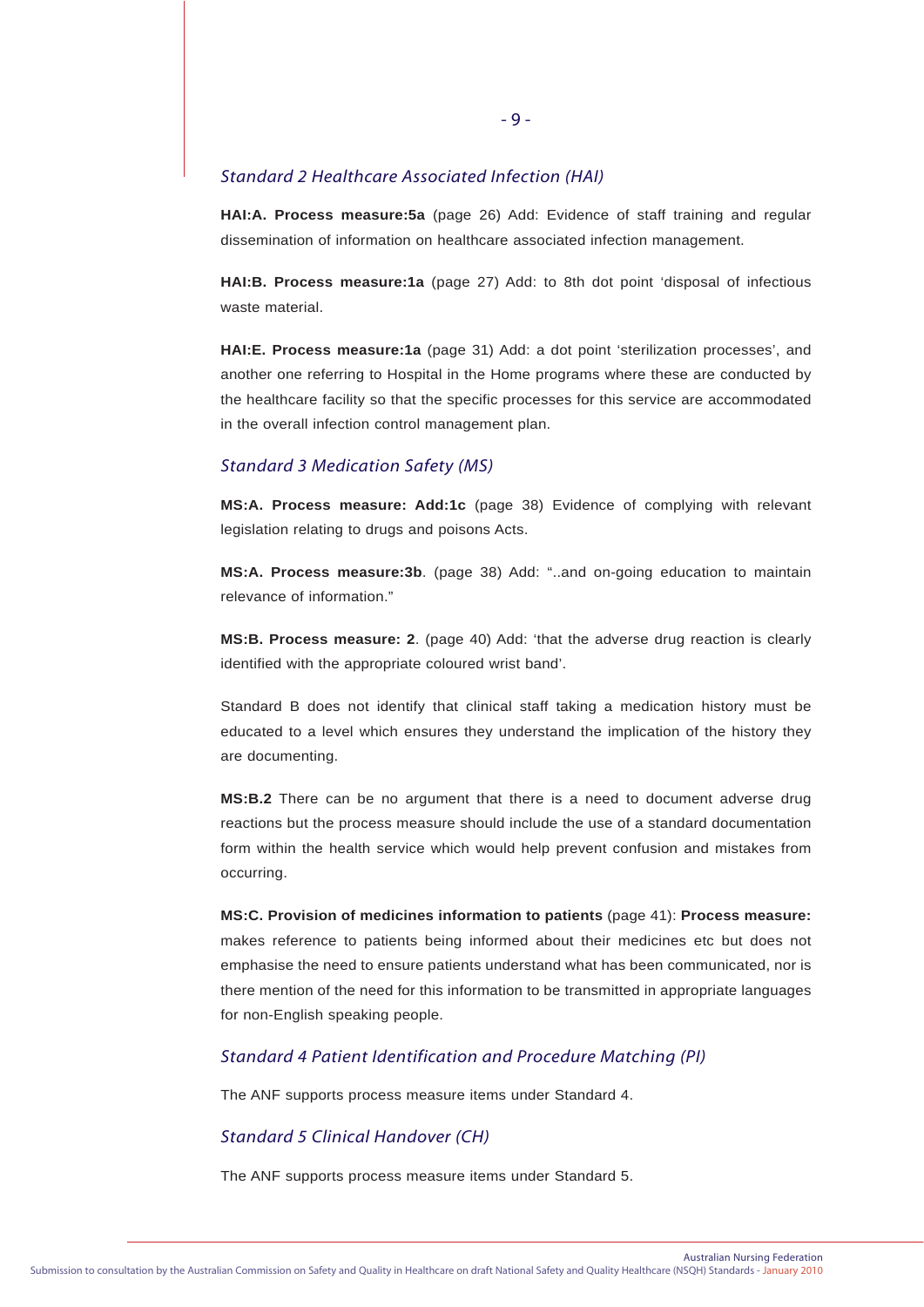### *Standard 2 Healthcare Associated Infection (HAI)*

**HAI:A. Process measure:5a** (page 26) Add: Evidence of staff training and regular dissemination of information on healthcare associated infection management.

**HAI:B. Process measure:1a** (page 27) Add: to 8th dot point 'disposal of infectious waste material.

**HAI:E. Process measure:1a** (page 31) Add: a dot point 'sterilization processes', and another one referring to Hospital in the Home programs where these are conducted by the healthcare facility so that the specific processes for this service are accommodated in the overall infection control management plan.

### *Standard 3 Medication Safety (MS)*

**MS:A. Process measure: Add:1c** (page 38) Evidence of complying with relevant legislation relating to drugs and poisons Acts.

**MS:A. Process measure:3b**. (page 38) Add: "..and on-going education to maintain relevance of information."

**MS:B. Process measure: 2**. (page 40) Add: 'that the adverse drug reaction is clearly identified with the appropriate coloured wrist band'.

Standard B does not identify that clinical staff taking a medication history must be educated to a level which ensures they understand the implication of the history they are documenting.

**MS:B.2** There can be no argument that there is a need to document adverse drug reactions but the process measure should include the use of a standard documentation form within the health service which would help prevent confusion and mistakes from occurring.

**MS:C. Provision of medicines information to patients** (page 41): **Process measure:** makes reference to patients being informed about their medicines etc but does not emphasise the need to ensure patients understand what has been communicated, nor is there mention of the need for this information to be transmitted in appropriate languages for non-English speaking people.

### *Standard 4 Patient Identification and Procedure Matching (PI)*

The ANF supports process measure items under Standard 4.

### *Standard 5 Clinical Handover (CH)*

The ANF supports process measure items under Standard 5.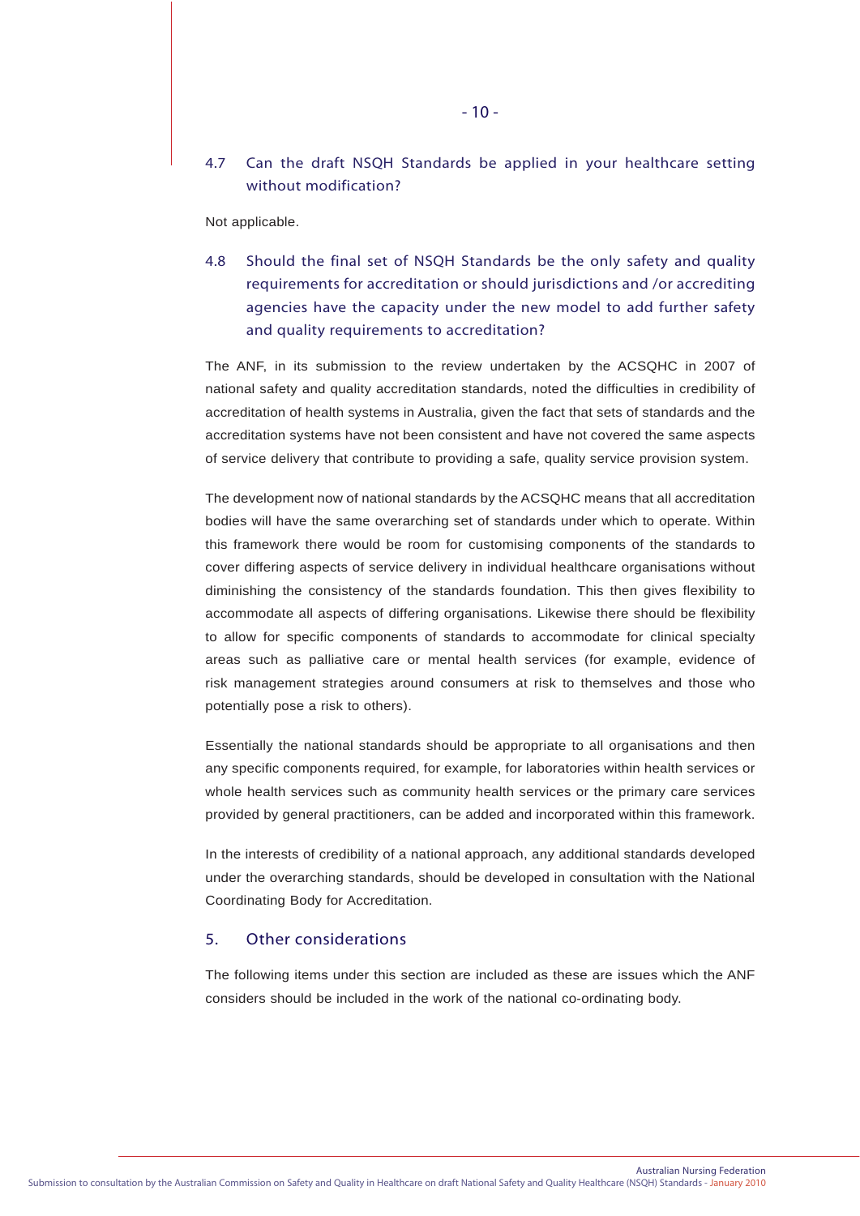### 4.7 Can the draft NSQH Standards be applied in your healthcare setting without modification?

Not applicable.

### 4.8 Should the final set of NSQH Standards be the only safety and quality requirements for accreditation or should jurisdictions and /or accrediting agencies have the capacity under the new model to add further safety and quality requirements to accreditation?

The ANF, in its submission to the review undertaken by the ACSQHC in 2007 of national safety and quality accreditation standards, noted the difficulties in credibility of accreditation of health systems in Australia, given the fact that sets of standards and the accreditation systems have not been consistent and have not covered the same aspects of service delivery that contribute to providing a safe, quality service provision system.

The development now of national standards by the ACSQHC means that all accreditation bodies will have the same overarching set of standards under which to operate. Within this framework there would be room for customising components of the standards to cover differing aspects of service delivery in individual healthcare organisations without diminishing the consistency of the standards foundation. This then gives flexibility to accommodate all aspects of differing organisations. Likewise there should be flexibility to allow for specific components of standards to accommodate for clinical specialty areas such as palliative care or mental health services (for example, evidence of risk management strategies around consumers at risk to themselves and those who potentially pose a risk to others).

Essentially the national standards should be appropriate to all organisations and then any specific components required, for example, for laboratories within health services or whole health services such as community health services or the primary care services provided by general practitioners, can be added and incorporated within this framework.

In the interests of credibility of a national approach, any additional standards developed under the overarching standards, should be developed in consultation with the National Coordinating Body for Accreditation.

## 5. Other considerations

The following items under this section are included as these are issues which the ANF considers should be included in the work of the national co-ordinating body.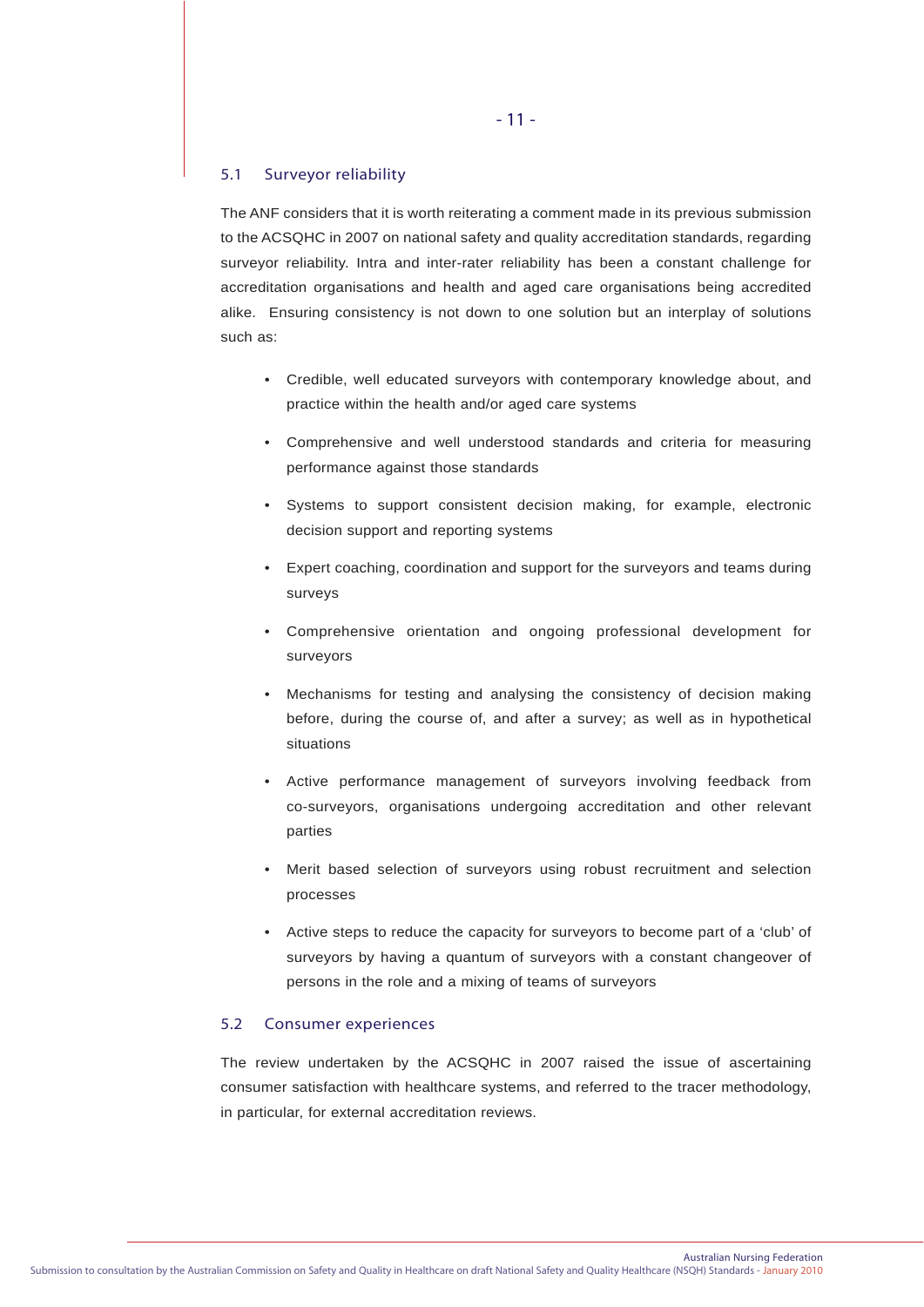### 5.1 Surveyor reliability

The ANF considers that it is worth reiterating a comment made in its previous submission to the ACSQHC in 2007 on national safety and quality accreditation standards, regarding surveyor reliability. Intra and inter-rater reliability has been a constant challenge for accreditation organisations and health and aged care organisations being accredited alike. Ensuring consistency is not down to one solution but an interplay of solutions such as:

- Credible, well educated surveyors with contemporary knowledge about, and practice within the health and/or aged care systems
- Comprehensive and well understood standards and criteria for measuring performance against those standards
- Systems to support consistent decision making, for example, electronic decision support and reporting systems
- Expert coaching, coordination and support for the surveyors and teams during surveys
- Comprehensive orientation and ongoing professional development for surveyors
- Mechanisms for testing and analysing the consistency of decision making before, during the course of, and after a survey; as well as in hypothetical situations
- Active performance management of surveyors involving feedback from co-surveyors, organisations undergoing accreditation and other relevant parties
- Merit based selection of surveyors using robust recruitment and selection processes
- Active steps to reduce the capacity for surveyors to become part of a 'club' of surveyors by having a quantum of surveyors with a constant changeover of persons in the role and a mixing of teams of surveyors

### 5.2 Consumer experiences

The review undertaken by the ACSQHC in 2007 raised the issue of ascertaining consumer satisfaction with healthcare systems, and referred to the tracer methodology, in particular, for external accreditation reviews.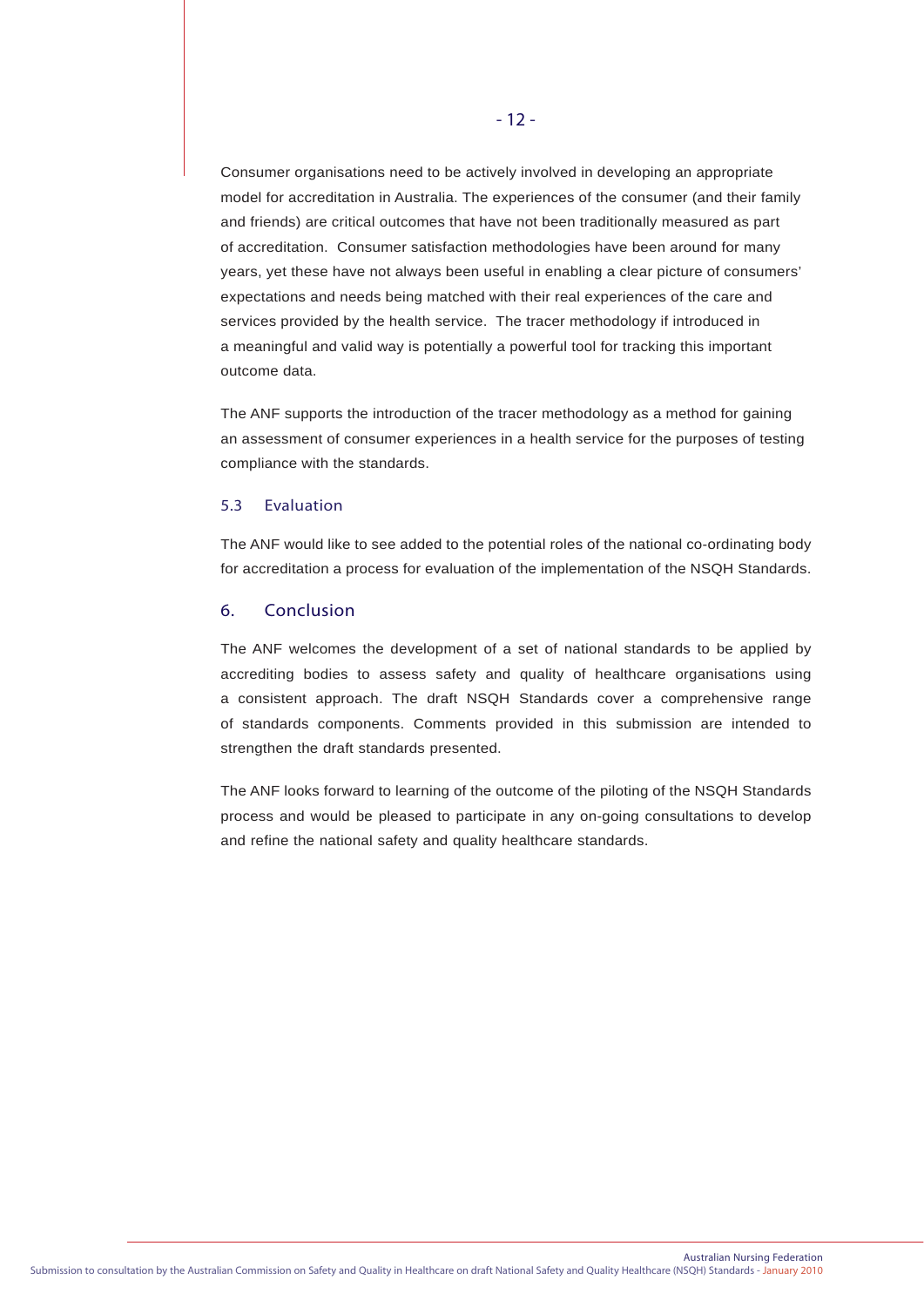Consumer organisations need to be actively involved in developing an appropriate model for accreditation in Australia. The experiences of the consumer (and their family and friends) are critical outcomes that have not been traditionally measured as part of accreditation. Consumer satisfaction methodologies have been around for many years, yet these have not always been useful in enabling a clear picture of consumers' expectations and needs being matched with their real experiences of the care and services provided by the health service. The tracer methodology if introduced in a meaningful and valid way is potentially a powerful tool for tracking this important outcome data.

The ANF supports the introduction of the tracer methodology as a method for gaining an assessment of consumer experiences in a health service for the purposes of testing compliance with the standards.

### 5.3 Evaluation

The ANF would like to see added to the potential roles of the national co-ordinating body for accreditation a process for evaluation of the implementation of the NSQH Standards.

## 6. Conclusion

The ANF welcomes the development of a set of national standards to be applied by accrediting bodies to assess safety and quality of healthcare organisations using a consistent approach. The draft NSQH Standards cover a comprehensive range of standards components. Comments provided in this submission are intended to strengthen the draft standards presented.

The ANF looks forward to learning of the outcome of the piloting of the NSQH Standards process and would be pleased to participate in any on-going consultations to develop and refine the national safety and quality healthcare standards.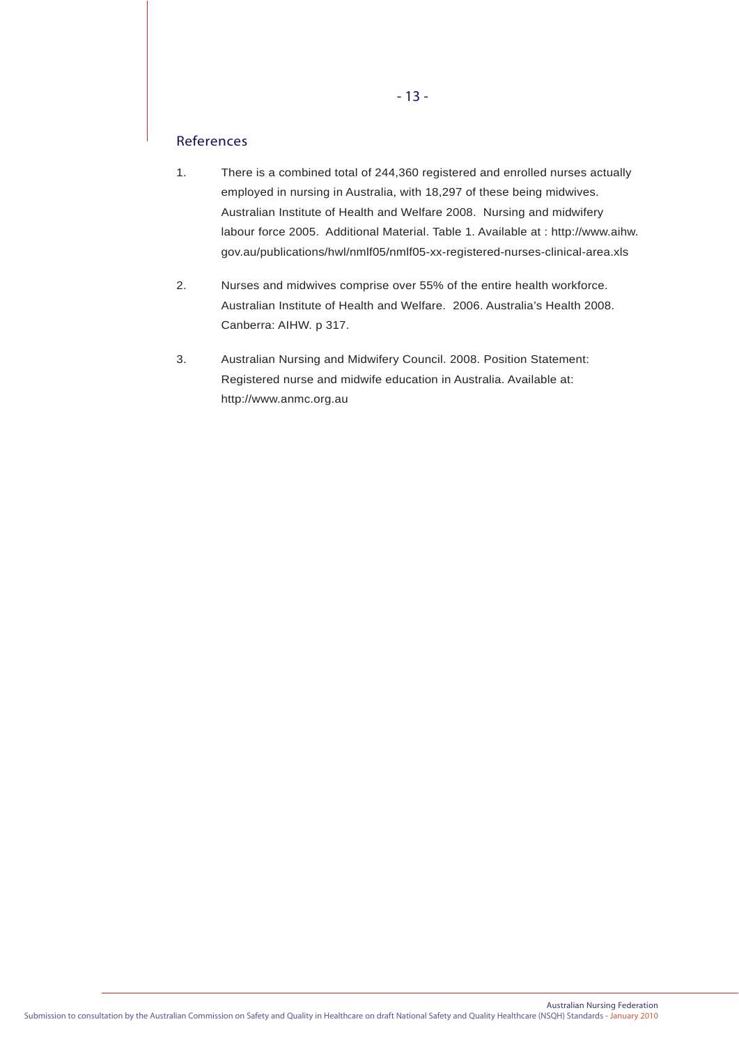## References

1. There is a combined total of 244,360 registered and enrolled nurses actually employed in nursing in Australia, with 18,297 of these being midwives. Australian Institute of Health and Welfare 2008. Nursing and midwifery labour force 2005. Additional Material. Table 1. Available at : http://www.aihw.gov.au/publications/hwl/nmlf05/nmlf05-xx-registered-nurses-clinical-area.xls

2. Nurses and midwives comprise over 55% of the entire health workforce. Australian Institute of Health and Welfare. 2006. Australia's Health 2008. Canberra: AIHW. p 317.

3. Australian Nursing and Midwifery Council. 2008. Position Statement: Registered nurse and midwife education in Australia. Available at: http://www.anmc.org.au